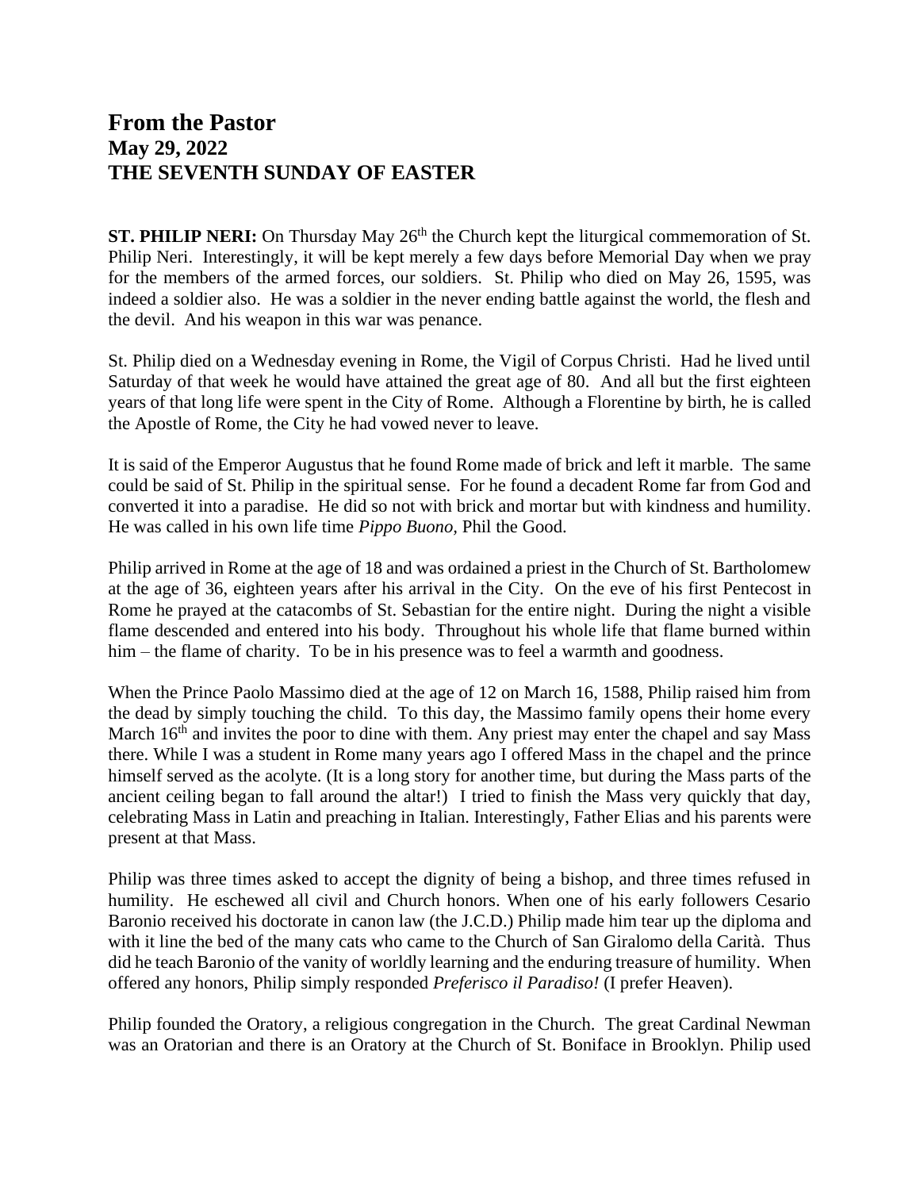# From the Pastor
## May 29, 2022
## THE SEVENTH SUNDAY OF EASTER

**ST. PHILIP NERI:** On Thursday May 26th the Church kept the liturgical commemoration of St. Philip Neri. Interestingly, it will be kept merely a few days before Memorial Day when we pray for the members of the armed forces, our soldiers. St. Philip who died on May 26, 1595, was indeed a soldier also. He was a soldier in the never ending battle against the world, the flesh and the devil. And his weapon in this war was penance.

St. Philip died on a Wednesday evening in Rome, the Vigil of Corpus Christi. Had he lived until Saturday of that week he would have attained the great age of 80. And all but the first eighteen years of that long life were spent in the City of Rome. Although a Florentine by birth, he is called the Apostle of Rome, the City he had vowed never to leave.

It is said of the Emperor Augustus that he found Rome made of brick and left it marble. The same could be said of St. Philip in the spiritual sense. For he found a decadent Rome far from God and converted it into a paradise. He did so not with brick and mortar but with kindness and humility. He was called in his own life time *Pippo Buono*, Phil the Good.

Philip arrived in Rome at the age of 18 and was ordained a priest in the Church of St. Bartholomew at the age of 36, eighteen years after his arrival in the City. On the eve of his first Pentecost in Rome he prayed at the catacombs of St. Sebastian for the entire night. During the night a visible flame descended and entered into his body. Throughout his whole life that flame burned within him – the flame of charity. To be in his presence was to feel a warmth and goodness.

When the Prince Paolo Massimo died at the age of 12 on March 16, 1588, Philip raised him from the dead by simply touching the child. To this day, the Massimo family opens their home every March 16th and invites the poor to dine with them. Any priest may enter the chapel and say Mass there. While I was a student in Rome many years ago I offered Mass in the chapel and the prince himself served as the acolyte. (It is a long story for another time, but during the Mass parts of the ancient ceiling began to fall around the altar!) I tried to finish the Mass very quickly that day, celebrating Mass in Latin and preaching in Italian. Interestingly, Father Elias and his parents were present at that Mass.

Philip was three times asked to accept the dignity of being a bishop, and three times refused in humility. He eschewed all civil and Church honors. When one of his early followers Cesario Baronio received his doctorate in canon law (the J.C.D.) Philip made him tear up the diploma and with it line the bed of the many cats who came to the Church of San Giralomo della Carità. Thus did he teach Baronio of the vanity of worldly learning and the enduring treasure of humility. When offered any honors, Philip simply responded *Preferisco il Paradiso!* (I prefer Heaven).

Philip founded the Oratory, a religious congregation in the Church. The great Cardinal Newman was an Oratorian and there is an Oratory at the Church of St. Boniface in Brooklyn. Philip used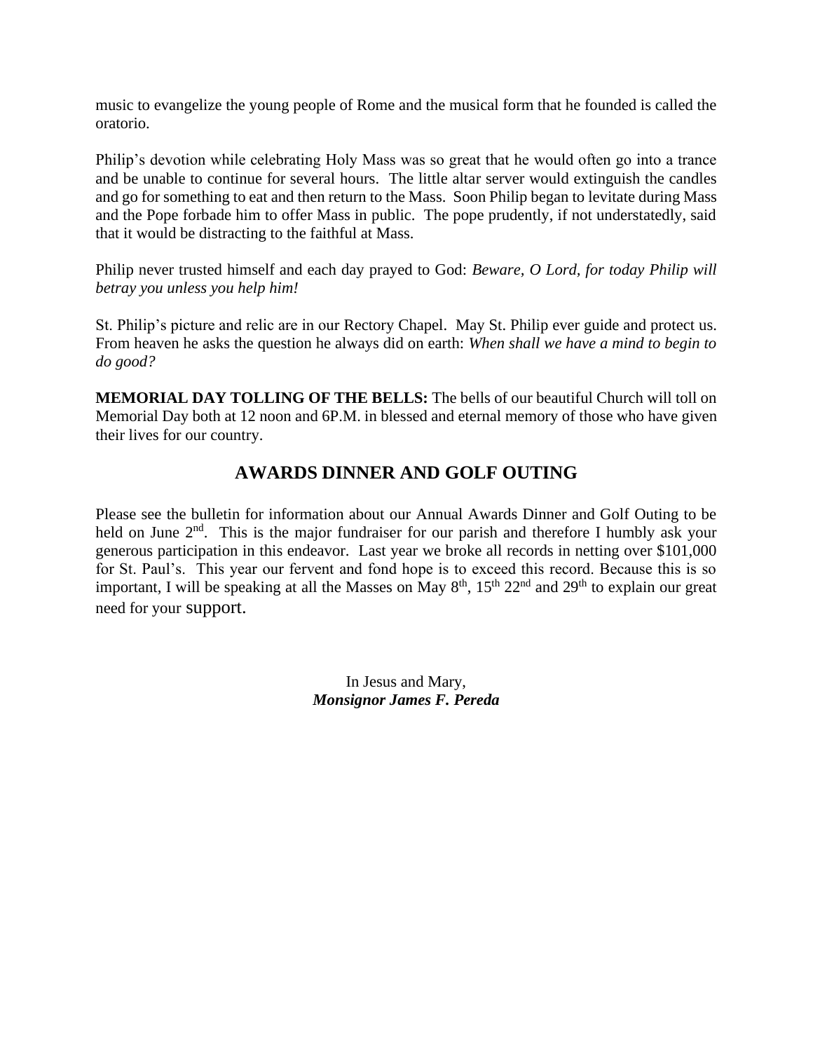music to evangelize the young people of Rome and the musical form that he founded is called the oratorio.

Philip's devotion while celebrating Holy Mass was so great that he would often go into a trance and be unable to continue for several hours. The little altar server would extinguish the candles and go for something to eat and then return to the Mass. Soon Philip began to levitate during Mass and the Pope forbade him to offer Mass in public. The pope prudently, if not understatedly, said that it would be distracting to the faithful at Mass.

Philip never trusted himself and each day prayed to God: *Beware, O Lord, for today Philip will betray you unless you help him!*

St. Philip's picture and relic are in our Rectory Chapel. May St. Philip ever guide and protect us. From heaven he asks the question he always did on earth: *When shall we have a mind to begin to do good?*

**MEMORIAL DAY TOLLING OF THE BELLS:** The bells of our beautiful Church will toll on Memorial Day both at 12 noon and 6P.M. in blessed and eternal memory of those who have given their lives for our country.

## AWARDS DINNER AND GOLF OUTING

Please see the bulletin for information about our Annual Awards Dinner and Golf Outing to be held on June 2nd. This is the major fundraiser for our parish and therefore I humbly ask your generous participation in this endeavor. Last year we broke all records in netting over $101,000 for St. Paul's. This year our fervent and fond hope is to exceed this record. Because this is so important, I will be speaking at all the Masses on May 8th, 15th 22nd and 29th to explain our great need for your support.

In Jesus and Mary,
***Monsignor James F. Pereda***